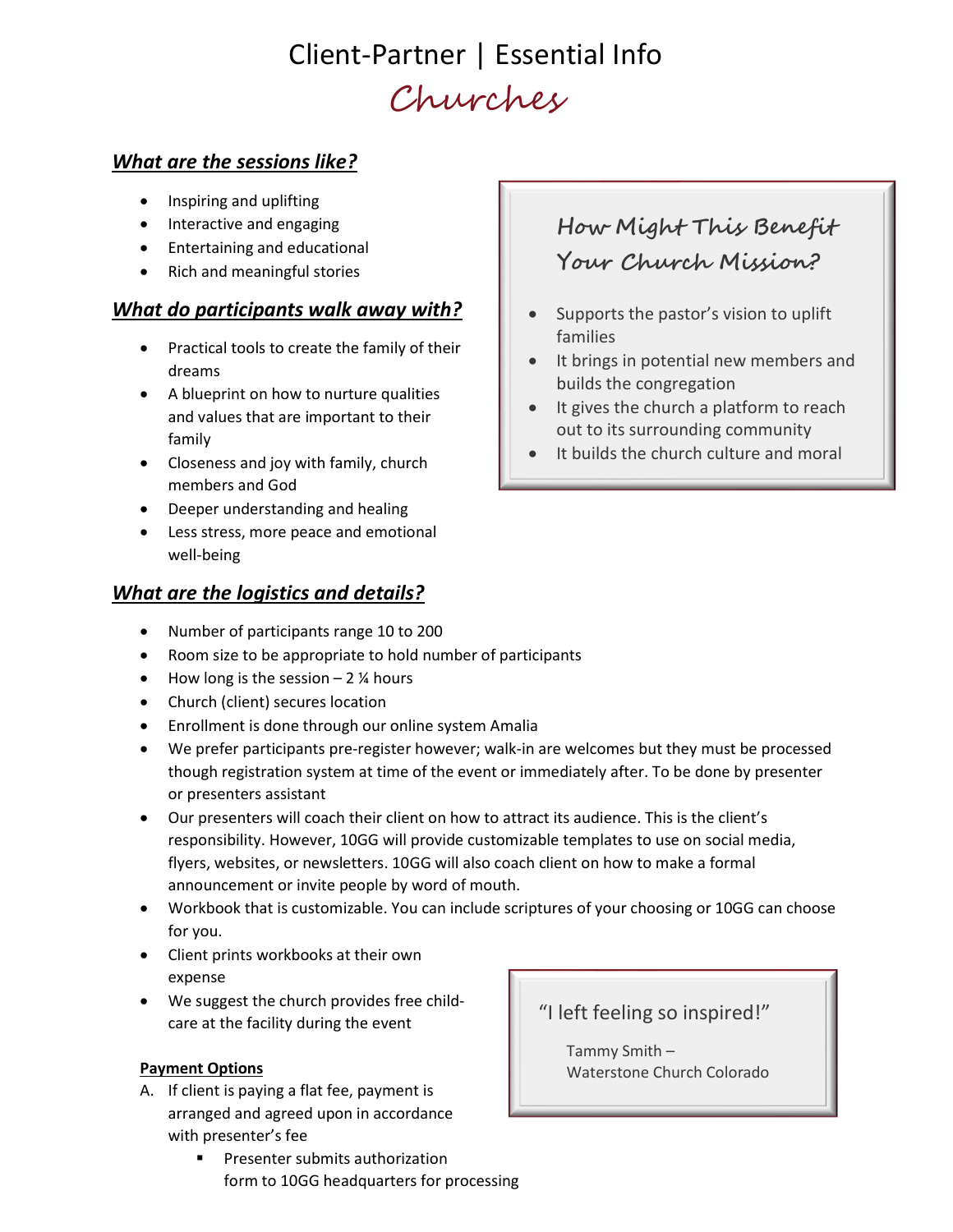# Client-Partner | Essential Info

## Churches

### *What are the sessions like?*

- Inspiring and uplifting
- Interactive and engaging
- Entertaining and educational
- Rich and meaningful stories

### *What do participants walk away with?*

- Practical tools to create the family of their dreams
- A blueprint on how to nurture qualities and values that are important to their family
- Closeness and joy with family, church members and God
- Deeper understanding and healing
- Less stress, more peace and emotional well-being

### How Might This Benefit Your Church Mission?

- Supports the pastor's vision to uplift families
- It brings in potential new members and builds the congregation
- It gives the church a platform to reach out to its surrounding community
- It builds the church culture and moral

### *What are the logistics and details?*

- Number of participants range 10 to 200
- Room size to be appropriate to hold number of participants
- How long is the session – 2 ¼ hours
- Church (client) secures location
- Enrollment is done through our online system Amalia
- We prefer participants pre-register however; walk-in are welcomes but they must be processed though registration system at time of the event or immediately after. To be done by presenter or presenters assistant
- Our presenters will coach their client on how to attract its audience. This is the client's responsibility. However, 10GG will provide customizable templates to use on social media, flyers, websites, or newsletters. 10GG will also coach client on how to make a formal announcement or invite people by word of mouth.
- Workbook that is customizable. You can include scriptures of your choosing or 10GG can choose for you.
- Client prints workbooks at their own expense
- We suggest the church provides free child-care at the facility during the event

> "I left feeling so inspired!"
>
> Tammy Smith –
> Waterstone Church Colorado

**Payment Options**

A. If client is paying a flat fee, payment is arranged and agreed upon in accordance with presenter's fee
   - Presenter submits authorization form to 10GG headquarters for processing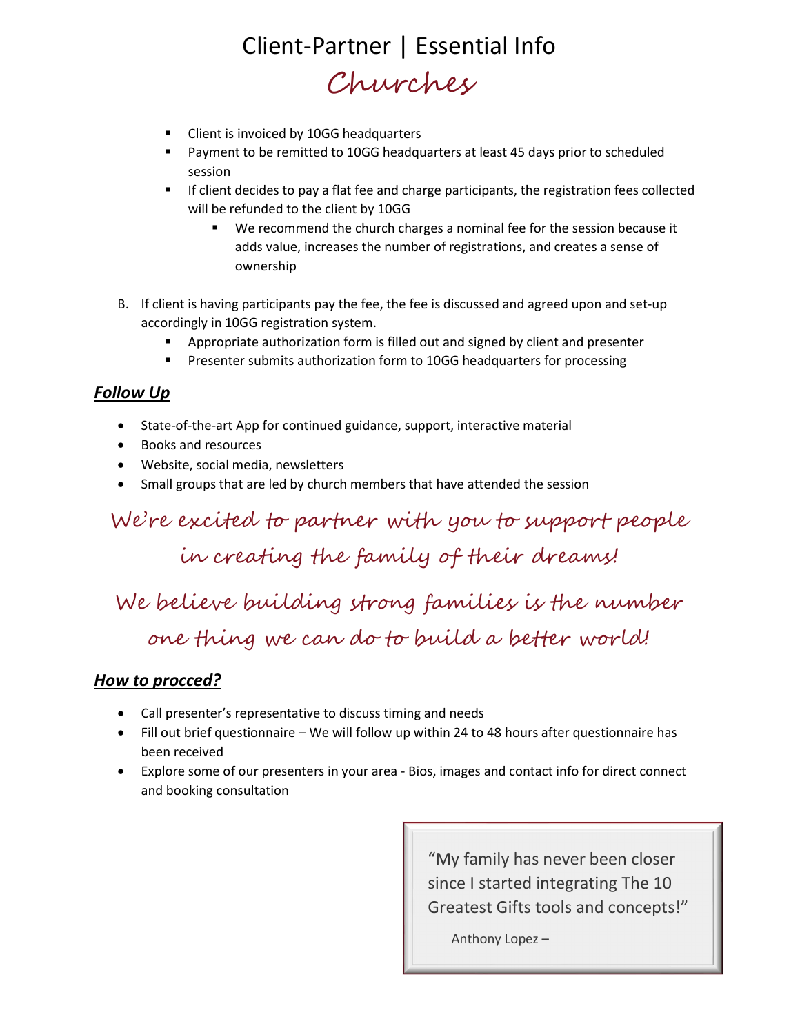# Client-Partner | Essential Info

## Churches

- Client is invoiced by 10GG headquarters
- Payment to be remitted to 10GG headquarters at least 45 days prior to scheduled session
- If client decides to pay a flat fee and charge participants, the registration fees collected will be refunded to the client by 10GG
  - We recommend the church charges a nominal fee for the session because it adds value, increases the number of registrations, and creates a sense of ownership

B. If client is having participants pay the fee, the fee is discussed and agreed upon and set-up accordingly in 10GG registration system.
   - Appropriate authorization form is filled out and signed by client and presenter
   - Presenter submits authorization form to 10GG headquarters for processing

### ***Follow Up***

- State-of-the-art App for continued guidance, support, interactive material
- Books and resources
- Website, social media, newsletters
- Small groups that are led by church members that have attended the session

We're excited to partner with you to support people in creating the family of their dreams!

We believe building strong families is the number one thing we can do to build a better world!

### ***How to procced?***

- Call presenter's representative to discuss timing and needs
- Fill out brief questionnaire – We will follow up within 24 to 48 hours after questionnaire has been received
- Explore some of our presenters in your area - Bios, images and contact info for direct connect and booking consultation

> "My family has never been closer since I started integrating The 10 Greatest Gifts tools and concepts!"
>
> Anthony Lopez –